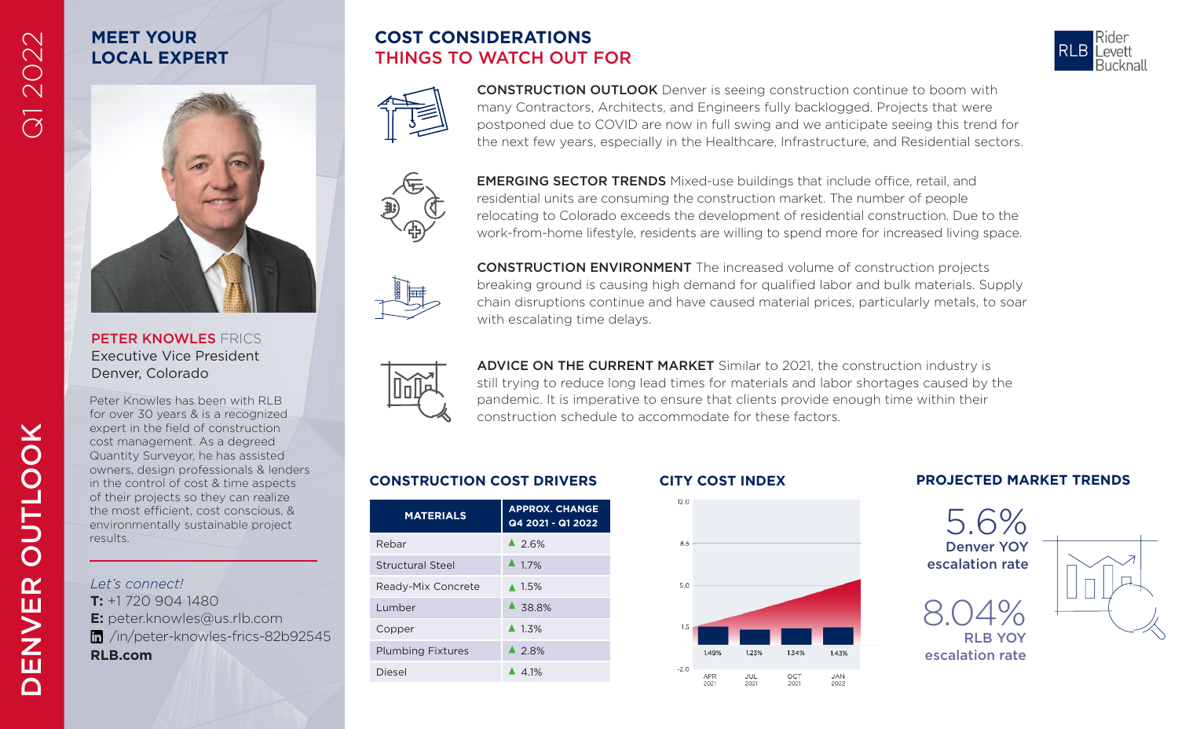# DENVER OUTLOOK

Q1 2022

## MEET YOUR LOCAL EXPERT

**PETER KNOWLES** FRICS
Executive Vice President
Denver, Colorado

Peter Knowles has been with RLB for over 30 years & is a recognized expert in the field of construction cost management. As a degreed Quantity Surveyor, he has assisted owners, design professionals & lenders in the control of cost & time aspects of their projects so they can realize the most efficient, cost conscious, & environmentally sustainable project results.

*Let's connect!*
**T:** +1 720 904 1480
**E:** peter.knowles@us.rlb.com
/in/peter-knowles-frics-82b92545
**RLB.com**

## COST CONSIDERATIONS
## THINGS TO WATCH OUT FOR

Rider Levett Bucknall

**CONSTRUCTION OUTLOOK** Denver is seeing construction continue to boom with many Contractors, Architects, and Engineers fully backlogged. Projects that were postponed due to COVID are now in full swing and we anticipate seeing this trend for the next few years, especially in the Healthcare, Infrastructure, and Residential sectors.

**EMERGING SECTOR TRENDS** Mixed-use buildings that include office, retail, and residential units are consuming the construction market. The number of people relocating to Colorado exceeds the development of residential construction. Due to the work-from-home lifestyle, residents are willing to spend more for increased living space.

**CONSTRUCTION ENVIRONMENT** The increased volume of construction projects breaking ground is causing high demand for qualified labor and bulk materials. Supply chain disruptions continue and have caused material prices, particularly metals, to soar with escalating time delays.

**ADVICE ON THE CURRENT MARKET** Similar to 2021, the construction industry is still trying to reduce long lead times for materials and labor shortages caused by the pandemic. It is imperative to ensure that clients provide enough time within their construction schedule to accommodate for these factors.

### CONSTRUCTION COST DRIVERS

| MATERIALS | APPROX. CHANGE Q4 2021 - Q1 2022 |
|---|---|
| Rebar | ▲ 2.6% |
| Structural Steel | ▲ 1.7% |
| Ready-Mix Concrete | ▲ 1.5% |
| Lumber | ▲ 38.8% |
| Copper | ▲ 1.3% |
| Plumbing Fixtures | ▲ 2.8% |
| Diesel | ▲ 4.1% |

### CITY COST INDEX

| | APR 2021 | JUL 2021 | OCT 2021 | JAN 2022 |
|---|---|---|---|---|
| City Cost Index | 1.49% | 1.23% | 1.34% | 1.43% |

### PROJECTED MARKET TRENDS

5.6%
Denver YOY escalation rate

8.04%
RLB YOY escalation rate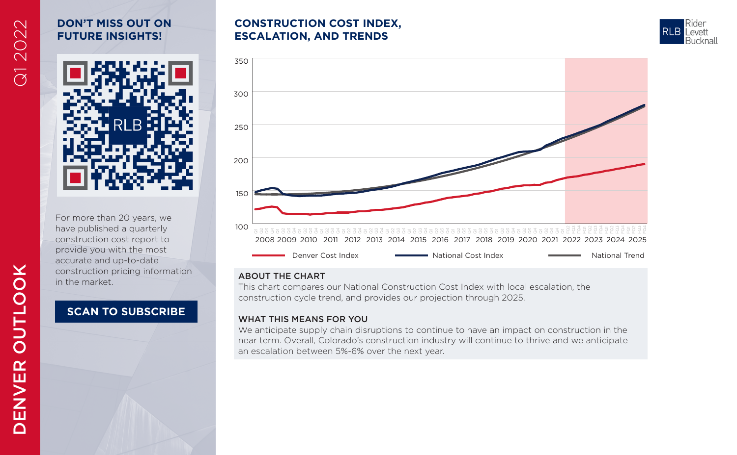# DON'T MISS OUT ON FUTURE INSIGHTS!

For more than 20 years, we have published a quarterly construction cost report to provide you with the most accurate and up-to-date construction pricing information in the market.

**SCAN TO SUBSCRIBE**

# CONSTRUCTION COST INDEX, ESCALATION, AND TRENDS

350
300
250
200
150
100

2008 2009 2010 2011 2012 2013 2014 2015 2016 2017 2018 2019 2020 2021 2022 2023 2024 2025

Denver Cost Index
National Cost Index
National Trend

## ABOUT THE CHART

This chart compares our National Construction Cost Index with local escalation, the construction cycle trend, and provides our projection through 2025.

## WHAT THIS MEANS FOR YOU

We anticipate supply chain disruptions to continue to have an impact on construction in the near term. Overall, Colorado's construction industry will continue to thrive and we anticipate an escalation between 5%-6% over the next year.